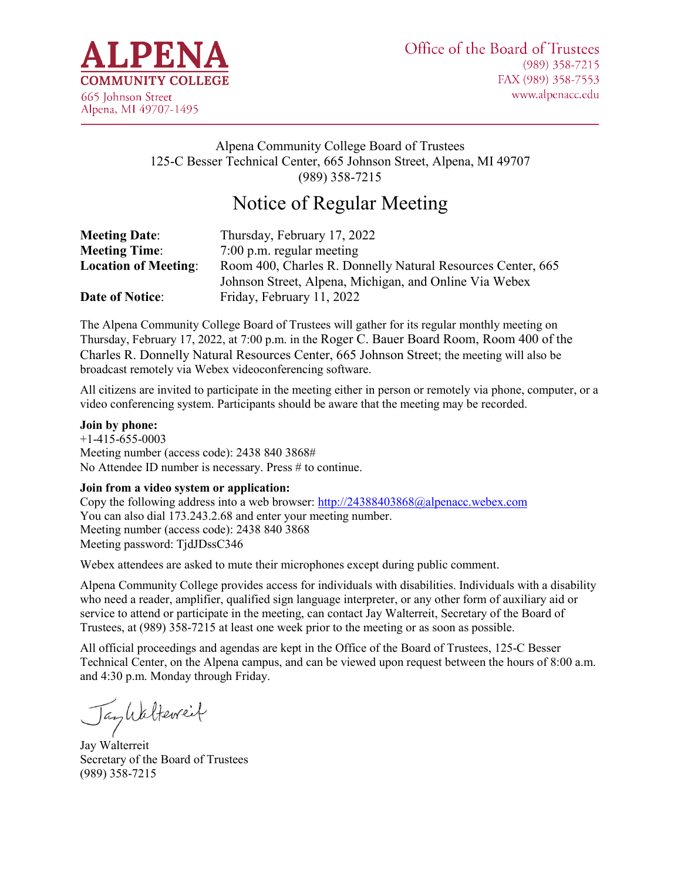**ALPENA COMMUNITY COLLEGE**
665 Johnson Street
Alpena, MI 49707-1495

Office of the Board of Trustees
(989) 358-7215
FAX (989) 358-7553
www.alpenacc.edu

Alpena Community College Board of Trustees
125-C Besser Technical Center, 665 Johnson Street, Alpena, MI 49707
(989) 358-7215

# Notice of Regular Meeting

**Meeting Date**: Thursday, February 17, 2022
**Meeting Time**: 7:00 p.m. regular meeting
**Location of Meeting**: Room 400, Charles R. Donnelly Natural Resources Center, 665 Johnson Street, Alpena, Michigan, and Online Via Webex
**Date of Notice**: Friday, February 11, 2022

The Alpena Community College Board of Trustees will gather for its regular monthly meeting on Thursday, February 17, 2022, at 7:00 p.m. in the Roger C. Bauer Board Room, Room 400 of the Charles R. Donnelly Natural Resources Center, 665 Johnson Street; the meeting will also be broadcast remotely via Webex videoconferencing software.

All citizens are invited to participate in the meeting either in person or remotely via phone, computer, or a video conferencing system. Participants should be aware that the meeting may be recorded.

**Join by phone:**
+1-415-655-0003
Meeting number (access code): 2438 840 3868#
No Attendee ID number is necessary. Press # to continue.

**Join from a video system or application:**
Copy the following address into a web browser: http://24388403868@alpenacc.webex.com
You can also dial 173.243.2.68 and enter your meeting number.
Meeting number (access code): 2438 840 3868
Meeting password: TjdJDssC346

Webex attendees are asked to mute their microphones except during public comment.

Alpena Community College provides access for individuals with disabilities. Individuals with a disability who need a reader, amplifier, qualified sign language interpreter, or any other form of auxiliary aid or service to attend or participate in the meeting, can contact Jay Walterreit, Secretary of the Board of Trustees, at (989) 358-7215 at least one week prior to the meeting or as soon as possible.

All official proceedings and agendas are kept in the Office of the Board of Trustees, 125-C Besser Technical Center, on the Alpena campus, and can be viewed upon request between the hours of 8:00 a.m. and 4:30 p.m. Monday through Friday.

Jay Walterreit
Secretary of the Board of Trustees
(989) 358-7215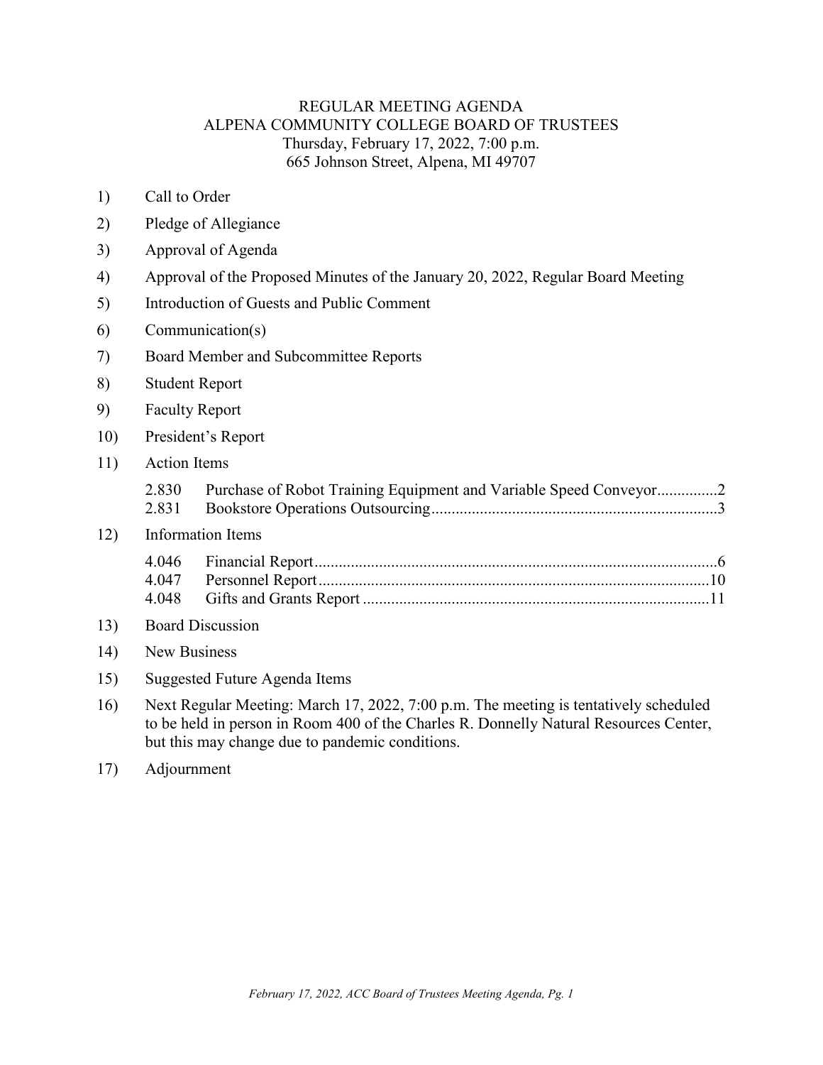# REGULAR MEETING AGENDA
## ALPENA COMMUNITY COLLEGE BOARD OF TRUSTEES
Thursday, February 17, 2022, 7:00 p.m.
665 Johnson Street, Alpena, MI 49707

1) Call to Order
2) Pledge of Allegiance
3) Approval of Agenda
4) Approval of the Proposed Minutes of the January 20, 2022, Regular Board Meeting
5) Introduction of Guests and Public Comment
6) Communication(s)
7) Board Member and Subcommittee Reports
8) Student Report
9) Faculty Report
10) President's Report
11) Action Items
    - 2.830 Purchase of Robot Training Equipment and Variable Speed Conveyor...............2
    - 2.831 Bookstore Operations Outsourcing.......................................................................3
12) Information Items
    - 4.046 Financial Report....................................................................................................6
    - 4.047 Personnel Report.................................................................................................10
    - 4.048 Gifts and Grants Report ......................................................................................11
13) Board Discussion
14) New Business
15) Suggested Future Agenda Items
16) Next Regular Meeting: March 17, 2022, 7:00 p.m. The meeting is tentatively scheduled to be held in person in Room 400 of the Charles R. Donnelly Natural Resources Center, but this may change due to pandemic conditions.
17) Adjournment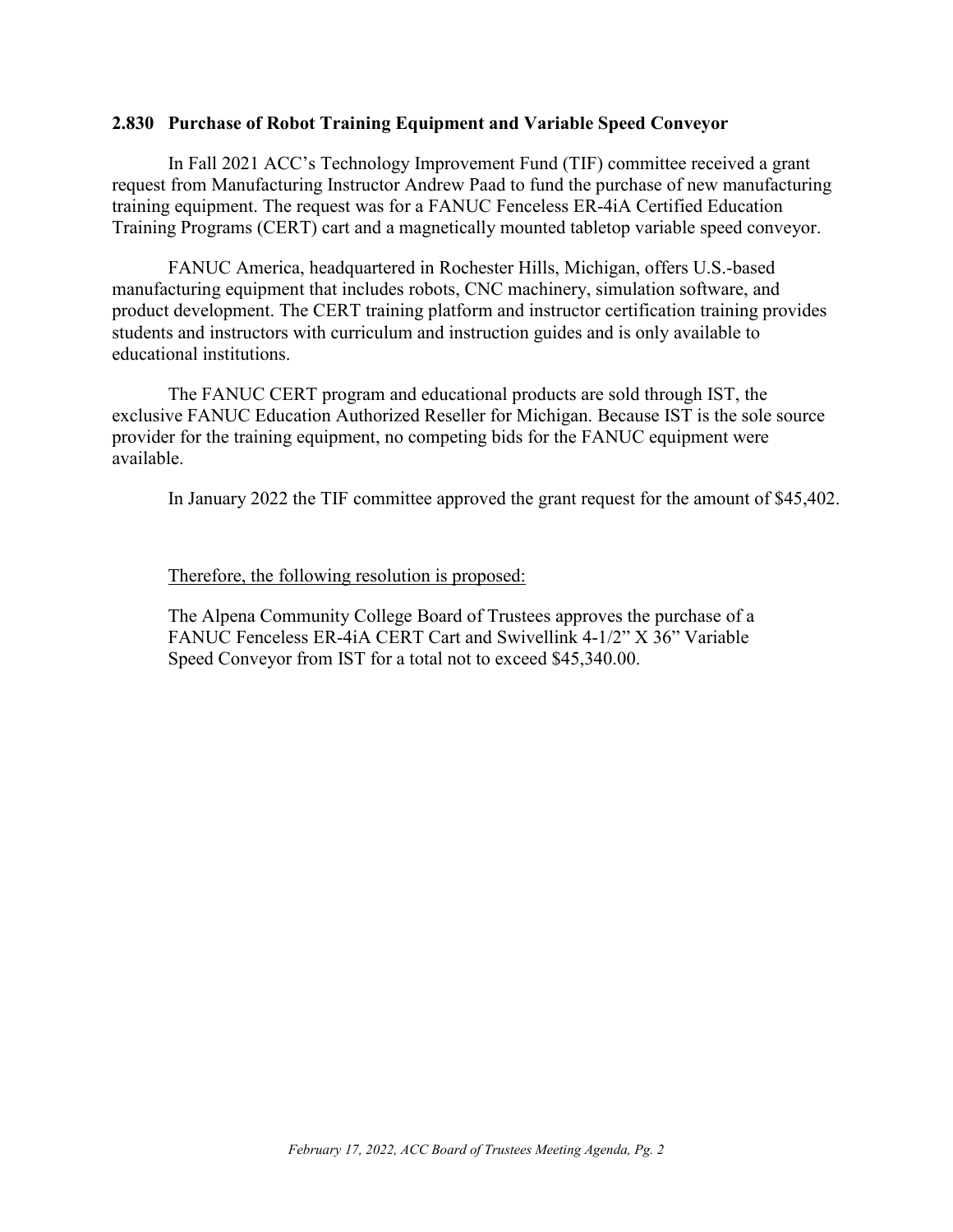### 2.830 Purchase of Robot Training Equipment and Variable Speed Conveyor

In Fall 2021 ACC's Technology Improvement Fund (TIF) committee received a grant request from Manufacturing Instructor Andrew Paad to fund the purchase of new manufacturing training equipment. The request was for a FANUC Fenceless ER-4iA Certified Education Training Programs (CERT) cart and a magnetically mounted tabletop variable speed conveyor.

FANUC America, headquartered in Rochester Hills, Michigan, offers U.S.-based manufacturing equipment that includes robots, CNC machinery, simulation software, and product development. The CERT training platform and instructor certification training provides students and instructors with curriculum and instruction guides and is only available to educational institutions.

The FANUC CERT program and educational products are sold through IST, the exclusive FANUC Education Authorized Reseller for Michigan. Because IST is the sole source provider for the training equipment, no competing bids for the FANUC equipment were available.

In January 2022 the TIF committee approved the grant request for the amount of $45,402.

<u>Therefore, the following resolution is proposed:</u>

The Alpena Community College Board of Trustees approves the purchase of a FANUC Fenceless ER-4iA CERT Cart and Swivellink 4-1/2" X 36" Variable Speed Conveyor from IST for a total not to exceed $45,340.00.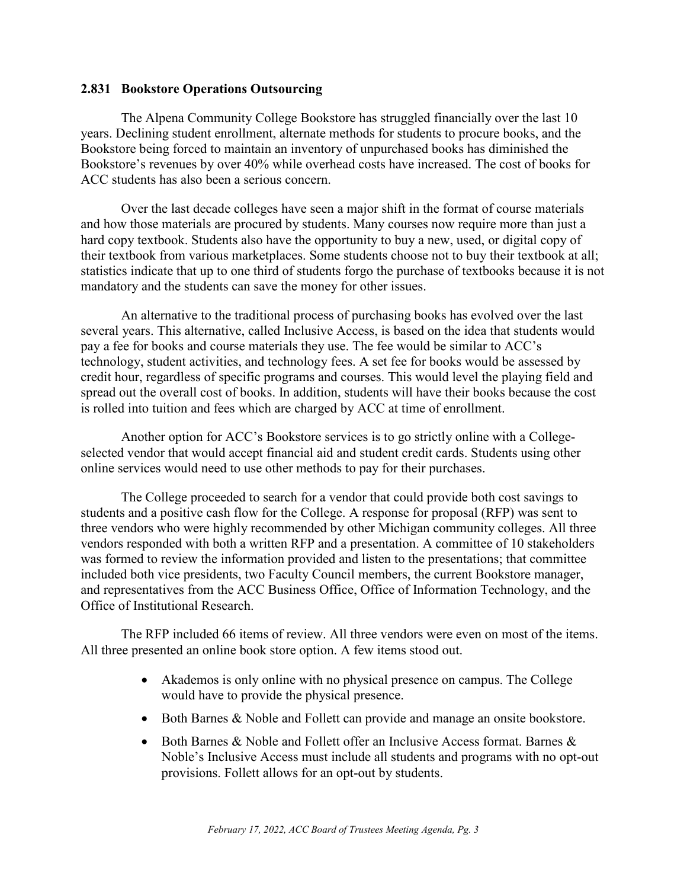### 2.831 Bookstore Operations Outsourcing

The Alpena Community College Bookstore has struggled financially over the last 10 years. Declining student enrollment, alternate methods for students to procure books, and the Bookstore being forced to maintain an inventory of unpurchased books has diminished the Bookstore's revenues by over 40% while overhead costs have increased. The cost of books for ACC students has also been a serious concern.

Over the last decade colleges have seen a major shift in the format of course materials and how those materials are procured by students. Many courses now require more than just a hard copy textbook. Students also have the opportunity to buy a new, used, or digital copy of their textbook from various marketplaces. Some students choose not to buy their textbook at all; statistics indicate that up to one third of students forgo the purchase of textbooks because it is not mandatory and the students can save the money for other issues.

An alternative to the traditional process of purchasing books has evolved over the last several years. This alternative, called Inclusive Access, is based on the idea that students would pay a fee for books and course materials they use. The fee would be similar to ACC's technology, student activities, and technology fees. A set fee for books would be assessed by credit hour, regardless of specific programs and courses. This would level the playing field and spread out the overall cost of books. In addition, students will have their books because the cost is rolled into tuition and fees which are charged by ACC at time of enrollment.

Another option for ACC's Bookstore services is to go strictly online with a College-selected vendor that would accept financial aid and student credit cards. Students using other online services would need to use other methods to pay for their purchases.

The College proceeded to search for a vendor that could provide both cost savings to students and a positive cash flow for the College. A response for proposal (RFP) was sent to three vendors who were highly recommended by other Michigan community colleges. All three vendors responded with both a written RFP and a presentation. A committee of 10 stakeholders was formed to review the information provided and listen to the presentations; that committee included both vice presidents, two Faculty Council members, the current Bookstore manager, and representatives from the ACC Business Office, Office of Information Technology, and the Office of Institutional Research.

The RFP included 66 items of review. All three vendors were even on most of the items. All three presented an online book store option. A few items stood out.

- Akademos is only online with no physical presence on campus. The College would have to provide the physical presence.
- Both Barnes & Noble and Follett can provide and manage an onsite bookstore.
- Both Barnes & Noble and Follett offer an Inclusive Access format. Barnes & Noble's Inclusive Access must include all students and programs with no opt-out provisions. Follett allows for an opt-out by students.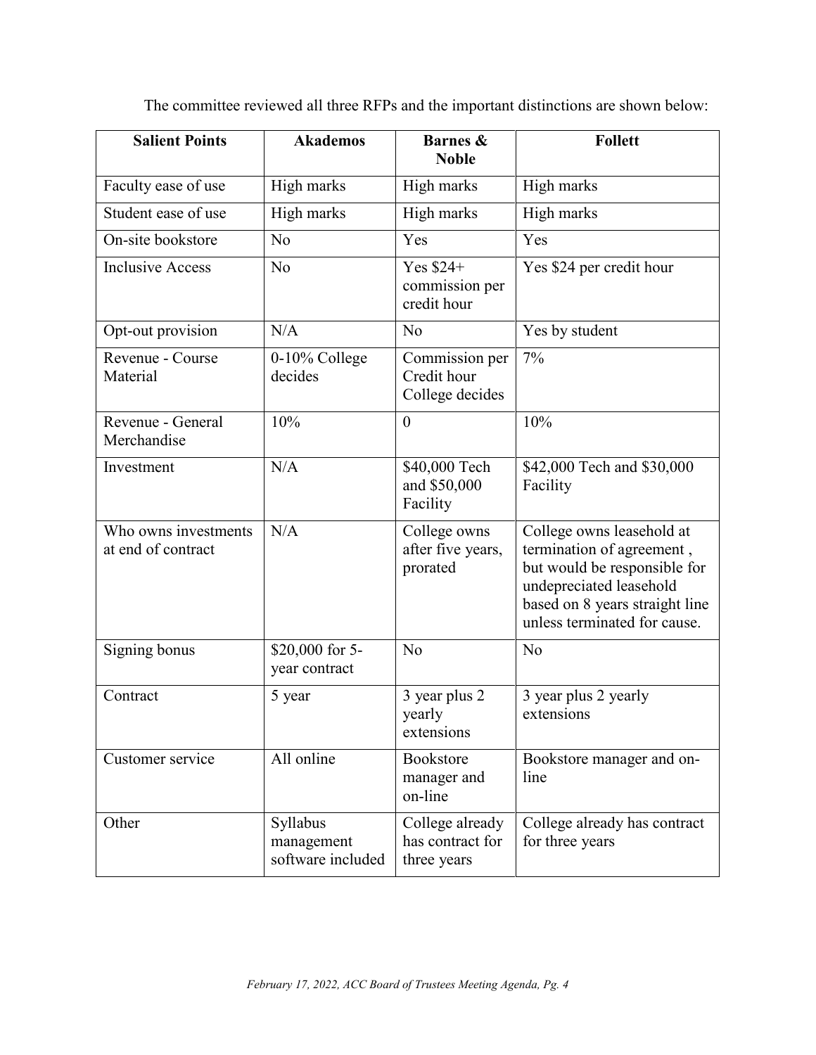The committee reviewed all three RFPs and the important distinctions are shown below:

| Salient Points | Akademos | Barnes & Noble | Follett |
|---|---|---|---|
| Faculty ease of use | High marks | High marks | High marks |
| Student ease of use | High marks | High marks | High marks |
| On-site bookstore | No | Yes | Yes |
| Inclusive Access | No | Yes $24+ commission per credit hour | Yes $24 per credit hour |
| Opt-out provision | N/A | No | Yes by student |
| Revenue - Course Material | 0-10% College decides | Commission per Credit hour College decides | 7% |
| Revenue - General Merchandise | 10% | 0 | 10% |
| Investment | N/A | $40,000 Tech and $50,000 Facility | $42,000 Tech and $30,000 Facility |
| Who owns investments at end of contract | N/A | College owns after five years, prorated | College owns leasehold at termination of agreement , but would be responsible for undepreciated leasehold based on 8 years straight line unless terminated for cause. |
| Signing bonus | $20,000 for 5-year contract | No | No |
| Contract | 5 year | 3 year plus 2 yearly extensions | 3 year plus 2 yearly extensions |
| Customer service | All online | Bookstore manager and on-line | Bookstore manager and on-line |
| Other | Syllabus management software included | College already has contract for three years | College already has contract for three years |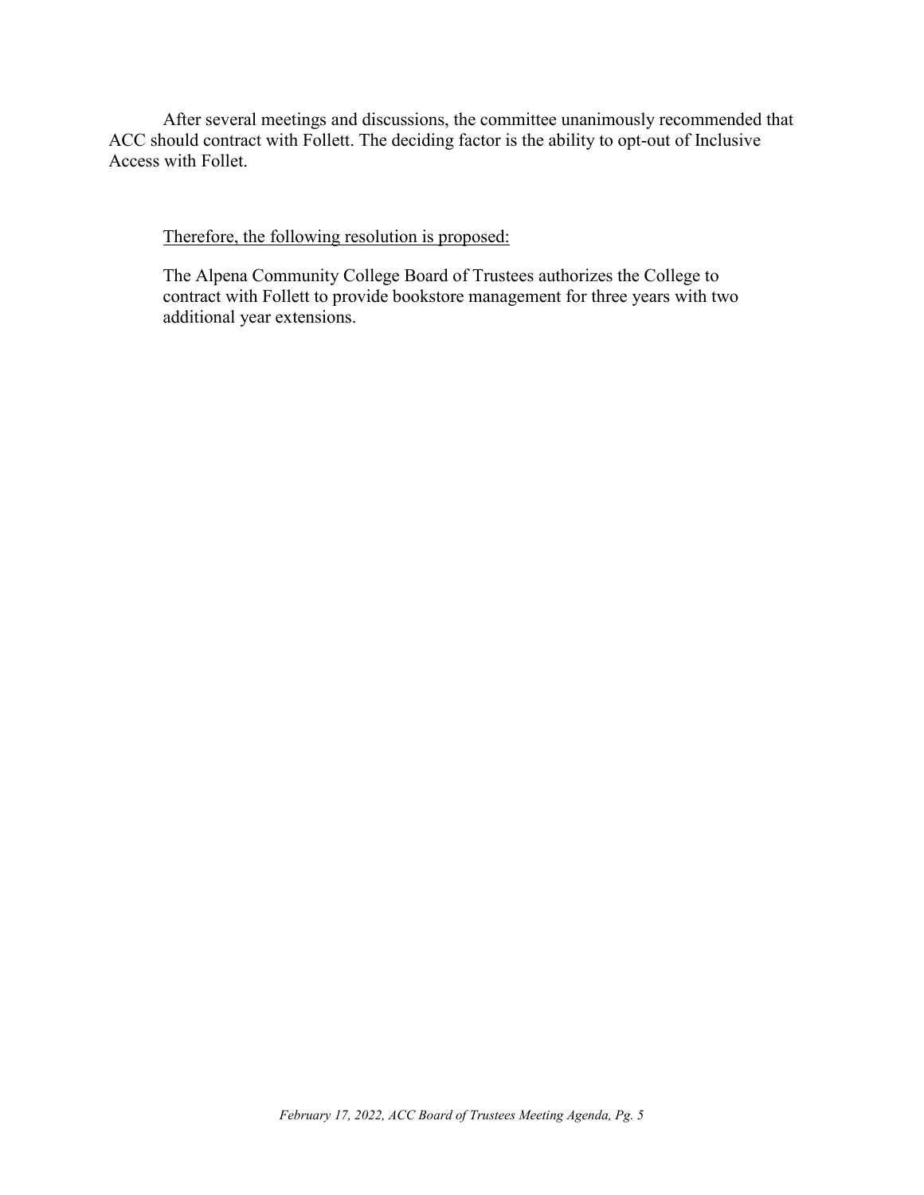After several meetings and discussions, the committee unanimously recommended that ACC should contract with Follett. The deciding factor is the ability to opt-out of Inclusive Access with Follet.

<u>Therefore, the following resolution is proposed:</u>

The Alpena Community College Board of Trustees authorizes the College to contract with Follett to provide bookstore management for three years with two additional year extensions.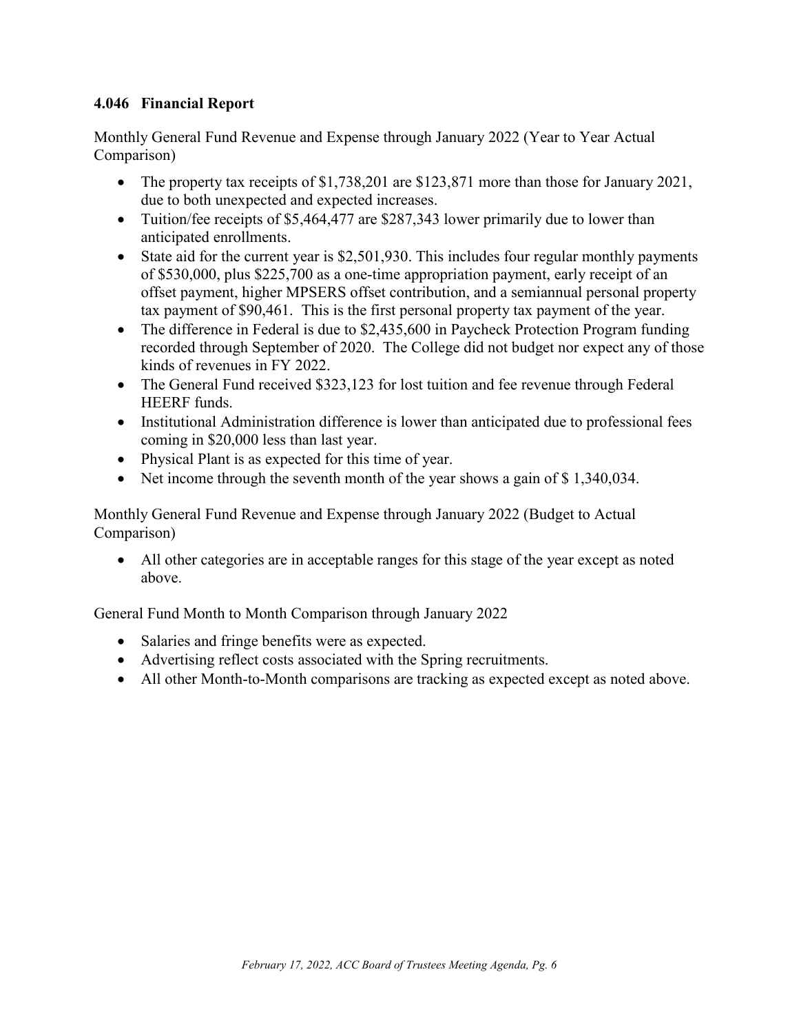### 4.046 Financial Report

Monthly General Fund Revenue and Expense through January 2022 (Year to Year Actual Comparison)

- The property tax receipts of $1,738,201 are $123,871 more than those for January 2021, due to both unexpected and expected increases.
- Tuition/fee receipts of $5,464,477 are $287,343 lower primarily due to lower than anticipated enrollments.
- State aid for the current year is $2,501,930. This includes four regular monthly payments of $530,000, plus $225,700 as a one-time appropriation payment, early receipt of an offset payment, higher MPSERS offset contribution, and a semiannual personal property tax payment of $90,461. This is the first personal property tax payment of the year.
- The difference in Federal is due to $2,435,600 in Paycheck Protection Program funding recorded through September of 2020. The College did not budget nor expect any of those kinds of revenues in FY 2022.
- The General Fund received $323,123 for lost tuition and fee revenue through Federal HEERF funds.
- Institutional Administration difference is lower than anticipated due to professional fees coming in $20,000 less than last year.
- Physical Plant is as expected for this time of year.
- Net income through the seventh month of the year shows a gain of $ 1,340,034.

Monthly General Fund Revenue and Expense through January 2022 (Budget to Actual Comparison)

- All other categories are in acceptable ranges for this stage of the year except as noted above.

General Fund Month to Month Comparison through January 2022

- Salaries and fringe benefits were as expected.
- Advertising reflect costs associated with the Spring recruitments.
- All other Month-to-Month comparisons are tracking as expected except as noted above.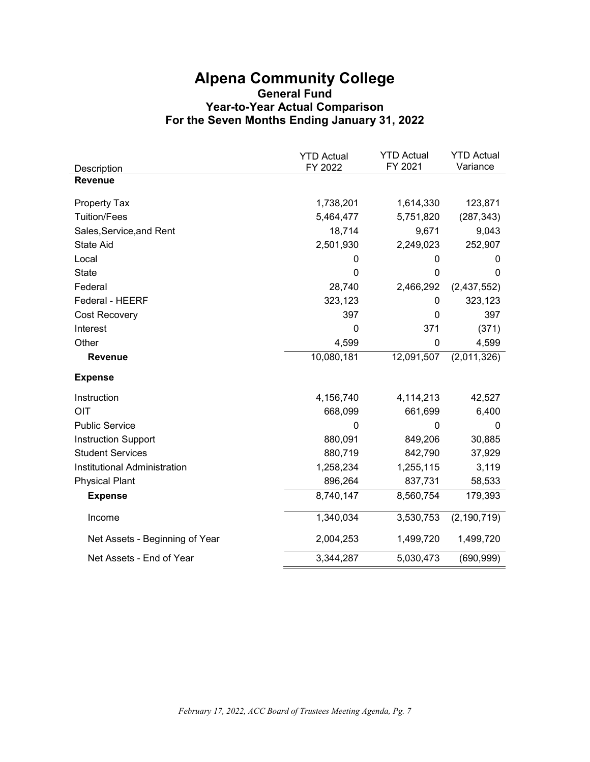# Alpena Community College

## General Fund

### Year-to-Year Actual Comparison

### For the Seven Months Ending January 31, 2022

| Description | YTD Actual FY 2022 | YTD Actual FY 2021 | YTD Actual Variance |
|---|---|---|---|
| **Revenue** | | | |
| Property Tax | 1,738,201 | 1,614,330 | 123,871 |
| Tuition/Fees | 5,464,477 | 5,751,820 | (287,343) |
| Sales,Service,and Rent | 18,714 | 9,671 | 9,043 |
| State Aid | 2,501,930 | 2,249,023 | 252,907 |
| Local | 0 | 0 | 0 |
| State | 0 | 0 | 0 |
| Federal | 28,740 | 2,466,292 | (2,437,552) |
| Federal - HEERF | 323,123 | 0 | 323,123 |
| Cost Recovery | 397 | 0 | 397 |
| Interest | 0 | 371 | (371) |
| Other | 4,599 | 0 | 4,599 |
| **Revenue** | 10,080,181 | 12,091,507 | (2,011,326) |
| **Expense** | | | |
| Instruction | 4,156,740 | 4,114,213 | 42,527 |
| OIT | 668,099 | 661,699 | 6,400 |
| Public Service | 0 | 0 | 0 |
| Instruction Support | 880,091 | 849,206 | 30,885 |
| Student Services | 880,719 | 842,790 | 37,929 |
| Institutional Administration | 1,258,234 | 1,255,115 | 3,119 |
| Physical Plant | 896,264 | 837,731 | 58,533 |
| **Expense** | 8,740,147 | 8,560,754 | 179,393 |
| Income | 1,340,034 | 3,530,753 | (2,190,719) |
| Net Assets - Beginning of Year | 2,004,253 | 1,499,720 | 1,499,720 |
| Net Assets - End of Year | 3,344,287 | 5,030,473 | (690,999) |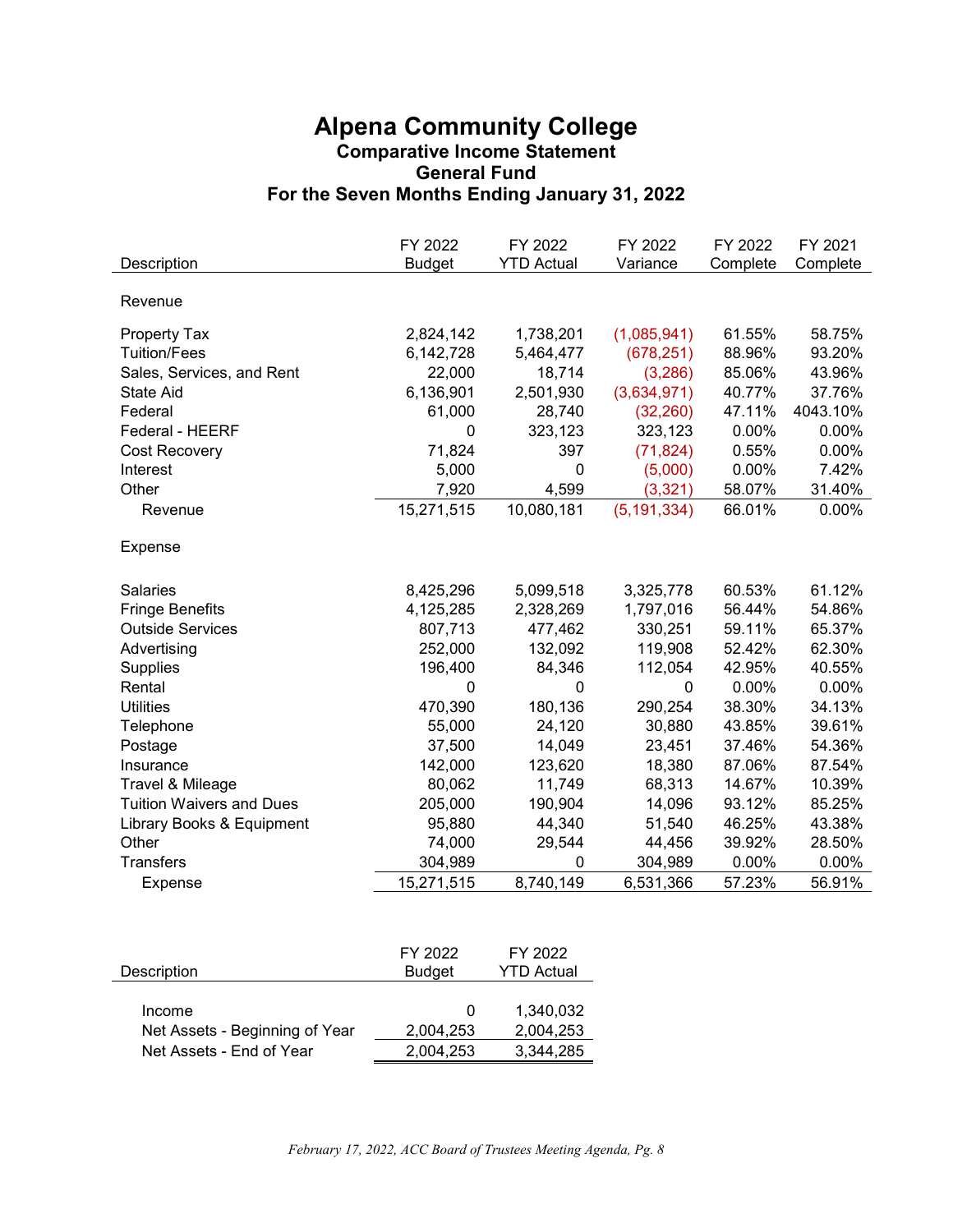# Alpena Community College

## Comparative Income Statement

## General Fund

## For the Seven Months Ending January 31, 2022

| Description | FY 2022 Budget | FY 2022 YTD Actual | FY 2022 Variance | FY 2022 Complete | FY 2021 Complete |
|---|---|---|---|---|---|
| **Revenue** | | | | | |
| Property Tax | 2,824,142 | 1,738,201 | (1,085,941) | 61.55% | 58.75% |
| Tuition/Fees | 6,142,728 | 5,464,477 | (678,251) | 88.96% | 93.20% |
| Sales, Services, and Rent | 22,000 | 18,714 | (3,286) | 85.06% | 43.96% |
| State Aid | 6,136,901 | 2,501,930 | (3,634,971) | 40.77% | 37.76% |
| Federal | 61,000 | 28,740 | (32,260) | 47.11% | 4043.10% |
| Federal - HEERF | 0 | 323,123 | 323,123 | 0.00% | 0.00% |
| Cost Recovery | 71,824 | 397 | (71,824) | 0.55% | 0.00% |
| Interest | 5,000 | 0 | (5,000) | 0.00% | 7.42% |
| Other | 7,920 | 4,599 | (3,321) | 58.07% | 31.40% |
| Revenue | 15,271,515 | 10,080,181 | (5,191,334) | 66.01% | 0.00% |
| **Expense** | | | | | |
| Salaries | 8,425,296 | 5,099,518 | 3,325,778 | 60.53% | 61.12% |
| Fringe Benefits | 4,125,285 | 2,328,269 | 1,797,016 | 56.44% | 54.86% |
| Outside Services | 807,713 | 477,462 | 330,251 | 59.11% | 65.37% |
| Advertising | 252,000 | 132,092 | 119,908 | 52.42% | 62.30% |
| Supplies | 196,400 | 84,346 | 112,054 | 42.95% | 40.55% |
| Rental | 0 | 0 | 0 | 0.00% | 0.00% |
| Utilities | 470,390 | 180,136 | 290,254 | 38.30% | 34.13% |
| Telephone | 55,000 | 24,120 | 30,880 | 43.85% | 39.61% |
| Postage | 37,500 | 14,049 | 23,451 | 37.46% | 54.36% |
| Insurance | 142,000 | 123,620 | 18,380 | 87.06% | 87.54% |
| Travel & Mileage | 80,062 | 11,749 | 68,313 | 14.67% | 10.39% |
| Tuition Waivers and Dues | 205,000 | 190,904 | 14,096 | 93.12% | 85.25% |
| Library Books & Equipment | 95,880 | 44,340 | 51,540 | 46.25% | 43.38% |
| Other | 74,000 | 29,544 | 44,456 | 39.92% | 28.50% |
| Transfers | 304,989 | 0 | 304,989 | 0.00% | 0.00% |
| Expense | 15,271,515 | 8,740,149 | 6,531,366 | 57.23% | 56.91% |

| Description | FY 2022 Budget | FY 2022 YTD Actual |
|---|---|---|
| Income | 0 | 1,340,032 |
| Net Assets - Beginning of Year | 2,004,253 | 2,004,253 |
| Net Assets - End of Year | 2,004,253 | 3,344,285 |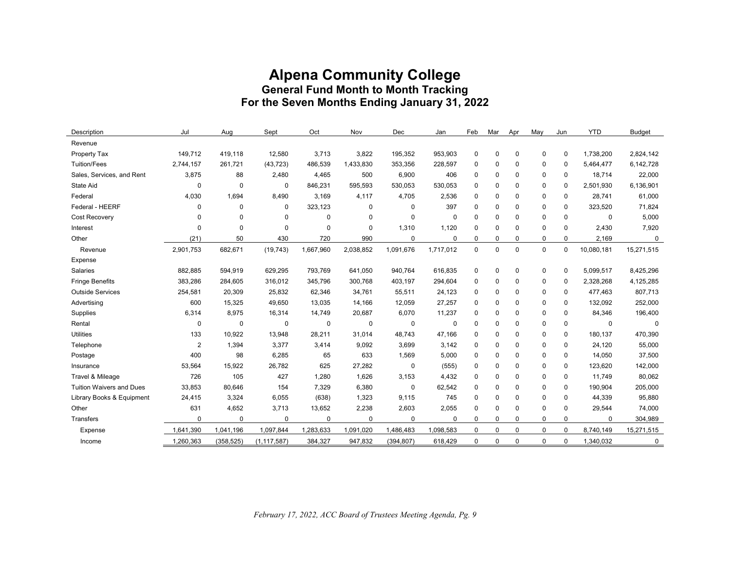# Alpena Community College

## General Fund Month to Month Tracking

## For the Seven Months Ending January 31, 2022

| Description | Jul | Aug | Sept | Oct | Nov | Dec | Jan | Feb | Mar | Apr | May | Jun | YTD | Budget |
|---|---|---|---|---|---|---|---|---|---|---|---|---|---|---|
| Revenue | | | | | | | | | | | | | | |
| Property Tax | 149,712 | 419,118 | 12,580 | 3,713 | 3,822 | 195,352 | 953,903 | 0 | 0 | 0 | 0 | 0 | 1,738,200 | 2,824,142 |
| Tuition/Fees | 2,744,157 | 261,721 | (43,723) | 486,539 | 1,433,830 | 353,356 | 228,597 | 0 | 0 | 0 | 0 | 0 | 5,464,477 | 6,142,728 |
| Sales, Services, and Rent | 3,875 | 88 | 2,480 | 4,465 | 500 | 6,900 | 406 | 0 | 0 | 0 | 0 | 0 | 18,714 | 22,000 |
| State Aid | 0 | 0 | 0 | 846,231 | 595,593 | 530,053 | 530,053 | 0 | 0 | 0 | 0 | 0 | 2,501,930 | 6,136,901 |
| Federal | 4,030 | 1,694 | 8,490 | 3,169 | 4,117 | 4,705 | 2,536 | 0 | 0 | 0 | 0 | 0 | 28,741 | 61,000 |
| Federal - HEERF | 0 | 0 | 0 | 323,123 | 0 | 0 | 397 | 0 | 0 | 0 | 0 | 0 | 323,520 | 71,824 |
| Cost Recovery | 0 | 0 | 0 | 0 | 0 | 0 | 0 | 0 | 0 | 0 | 0 | 0 | 0 | 5,000 |
| Interest | 0 | 0 | 0 | 0 | 0 | 1,310 | 1,120 | 0 | 0 | 0 | 0 | 0 | 2,430 | 7,920 |
| Other | (21) | 50 | 430 | 720 | 990 | 0 | 0 | 0 | 0 | 0 | 0 | 0 | 2,169 | 0 |
| Revenue | 2,901,753 | 682,671 | (19,743) | 1,667,960 | 2,038,852 | 1,091,676 | 1,717,012 | 0 | 0 | 0 | 0 | 0 | 10,080,181 | 15,271,515 |
| Expense | | | | | | | | | | | | | | |
| Salaries | 882,885 | 594,919 | 629,295 | 793,769 | 641,050 | 940,764 | 616,835 | 0 | 0 | 0 | 0 | 0 | 5,099,517 | 8,425,296 |
| Fringe Benefits | 383,286 | 284,605 | 316,012 | 345,796 | 300,768 | 403,197 | 294,604 | 0 | 0 | 0 | 0 | 0 | 2,328,268 | 4,125,285 |
| Outside Services | 254,581 | 20,309 | 25,832 | 62,346 | 34,761 | 55,511 | 24,123 | 0 | 0 | 0 | 0 | 0 | 477,463 | 807,713 |
| Advertising | 600 | 15,325 | 49,650 | 13,035 | 14,166 | 12,059 | 27,257 | 0 | 0 | 0 | 0 | 0 | 132,092 | 252,000 |
| Supplies | 6,314 | 8,975 | 16,314 | 14,749 | 20,687 | 6,070 | 11,237 | 0 | 0 | 0 | 0 | 0 | 84,346 | 196,400 |
| Rental | 0 | 0 | 0 | 0 | 0 | 0 | 0 | 0 | 0 | 0 | 0 | 0 | 0 | 0 |
| Utilities | 133 | 10,922 | 13,948 | 28,211 | 31,014 | 48,743 | 47,166 | 0 | 0 | 0 | 0 | 0 | 180,137 | 470,390 |
| Telephone | 2 | 1,394 | 3,377 | 3,414 | 9,092 | 3,699 | 3,142 | 0 | 0 | 0 | 0 | 0 | 24,120 | 55,000 |
| Postage | 400 | 98 | 6,285 | 65 | 633 | 1,569 | 5,000 | 0 | 0 | 0 | 0 | 0 | 14,050 | 37,500 |
| Insurance | 53,564 | 15,922 | 26,782 | 625 | 27,282 | 0 | (555) | 0 | 0 | 0 | 0 | 0 | 123,620 | 142,000 |
| Travel & Mileage | 726 | 105 | 427 | 1,280 | 1,626 | 3,153 | 4,432 | 0 | 0 | 0 | 0 | 0 | 11,749 | 80,062 |
| Tuition Waivers and Dues | 33,853 | 80,646 | 154 | 7,329 | 6,380 | 0 | 62,542 | 0 | 0 | 0 | 0 | 0 | 190,904 | 205,000 |
| Library Books & Equipment | 24,415 | 3,324 | 6,055 | (638) | 1,323 | 9,115 | 745 | 0 | 0 | 0 | 0 | 0 | 44,339 | 95,880 |
| Other | 631 | 4,652 | 3,713 | 13,652 | 2,238 | 2,603 | 2,055 | 0 | 0 | 0 | 0 | 0 | 29,544 | 74,000 |
| Transfers | 0 | 0 | 0 | 0 | 0 | 0 | 0 | 0 | 0 | 0 | 0 | 0 | 0 | 304,989 |
| Expense | 1,641,390 | 1,041,196 | 1,097,844 | 1,283,633 | 1,091,020 | 1,486,483 | 1,098,583 | 0 | 0 | 0 | 0 | 0 | 8,740,149 | 15,271,515 |
| Income | 1,260,363 | (358,525) | (1,117,587) | 384,327 | 947,832 | (394,807) | 618,429 | 0 | 0 | 0 | 0 | 0 | 1,340,032 | 0 |

*February 17, 2022, ACC Board of Trustees Meeting Agenda, Pg. 9*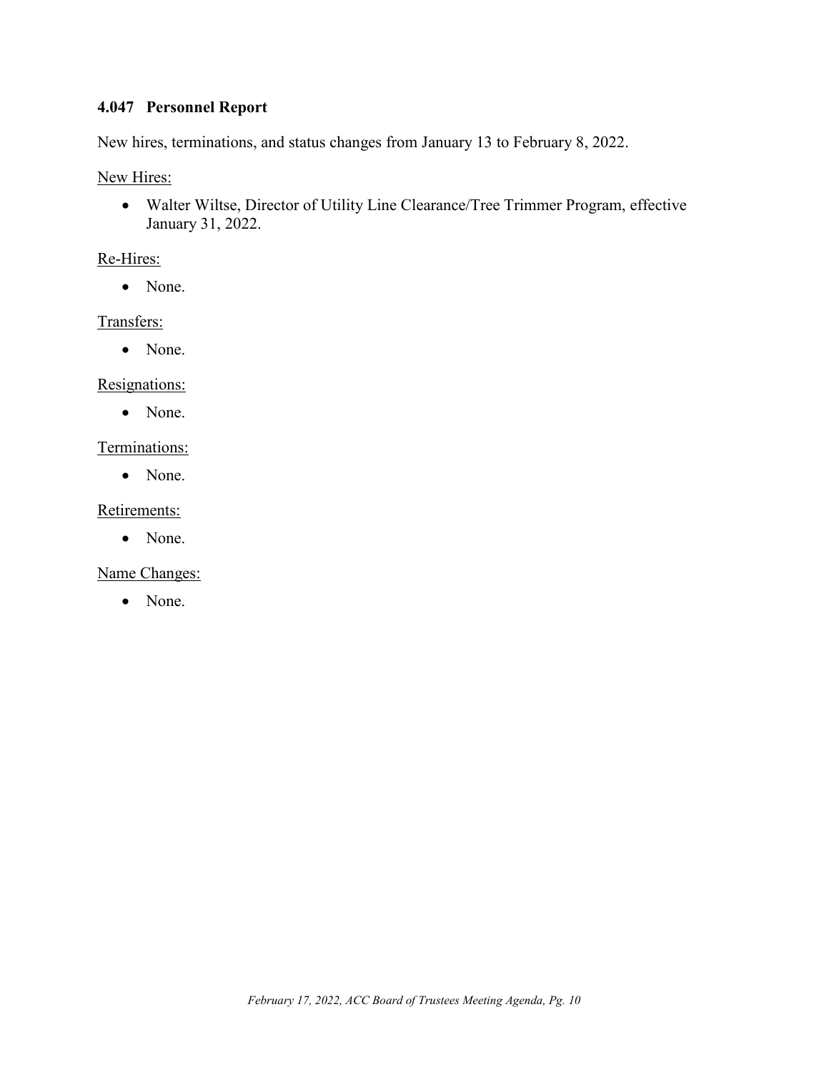## 4.047 Personnel Report

New hires, terminations, and status changes from January 13 to February 8, 2022.

<u>New Hires:</u>

- Walter Wiltse, Director of Utility Line Clearance/Tree Trimmer Program, effective January 31, 2022.

<u>Re-Hires:</u>

- None.

<u>Transfers:</u>

- None.

<u>Resignations:</u>

- None.

<u>Terminations:</u>

- None.

<u>Retirements:</u>

- None.

<u>Name Changes:</u>

- None.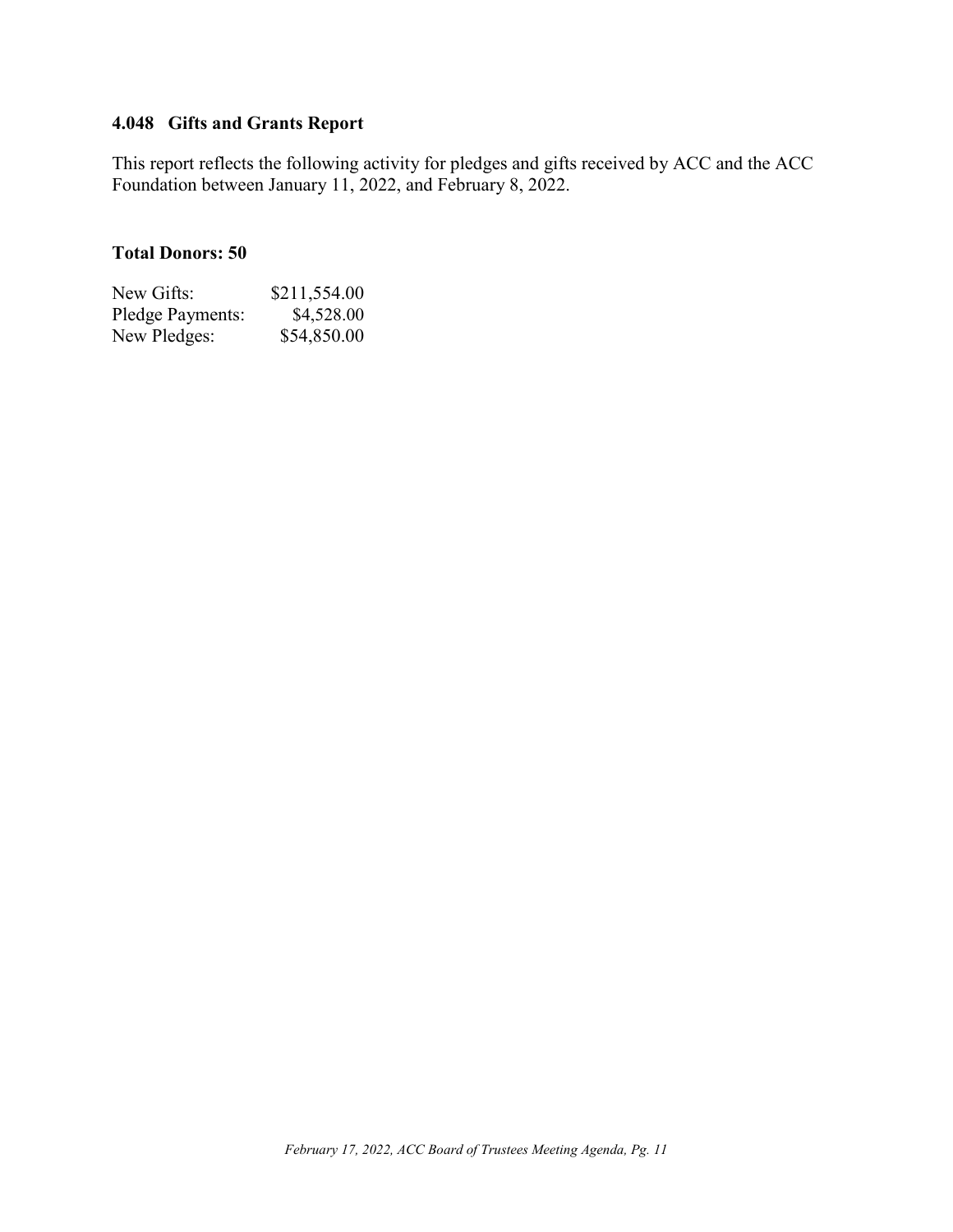### 4.048 Gifts and Grants Report

This report reflects the following activity for pledges and gifts received by ACC and the ACC Foundation between January 11, 2022, and February 8, 2022.

**Total Donors: 50**

| | |
|---|---|
| New Gifts: | $211,554.00 |
| Pledge Payments: | $4,528.00 |
| New Pledges: | $54,850.00 |